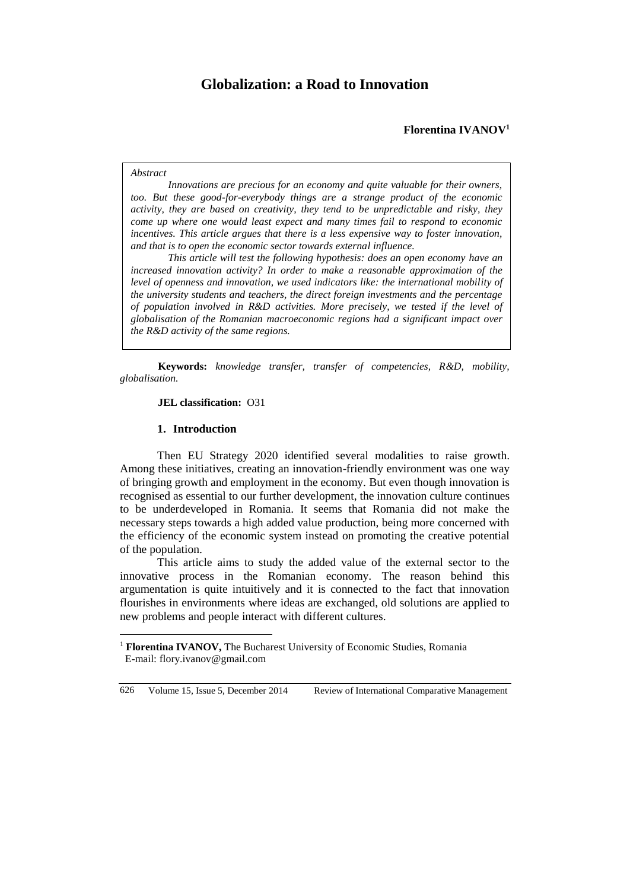# Globalization: a Road to Innovation

**Florentina IVANOV**[1]

*Abstract*

*Innovations are precious for an economy and quite valuable for their owners, too. But these good-for-everybody things are a strange product of the economic activity, they are based on creativity, they tend to be unpredictable and risky, they come up where one would least expect and many times fail to respond to economic incentives. This article argues that there is a less expensive way to foster innovation, and that is to open the economic sector towards external influence.*

*This article will test the following hypothesis: does an open economy have an increased innovation activity? In order to make a reasonable approximation of the level of openness and innovation, we used indicators like: the international mobility of the university students and teachers, the direct foreign investments and the percentage of population involved in R&D activities. More precisely, we tested if the level of globalisation of the Romanian macroeconomic regions had a significant impact over the R&D activity of the same regions.*

**Keywords:** *knowledge transfer, transfer of competencies, R&D, mobility, globalisation.*

**JEL classification:** O31

## 1. Introduction

Then EU Strategy 2020 identified several modalities to raise growth. Among these initiatives, creating an innovation-friendly environment was one way of bringing growth and employment in the economy. But even though innovation is recognised as essential to our further development, the innovation culture continues to be underdeveloped in Romania. It seems that Romania did not make the necessary steps towards a high added value production, being more concerned with the efficiency of the economic system instead on promoting the creative potential of the population.

This article aims to study the added value of the external sector to the innovative process in the Romanian economy. The reason behind this argumentation is quite intuitively and it is connected to the fact that innovation flourishes in environments where ideas are exchanged, old solutions are applied to new problems and people interact with different cultures.

[1] **Florentina IVANOV,** The Bucharest University of Economic Studies, Romania
E-mail: flory.ivanov@gmail.com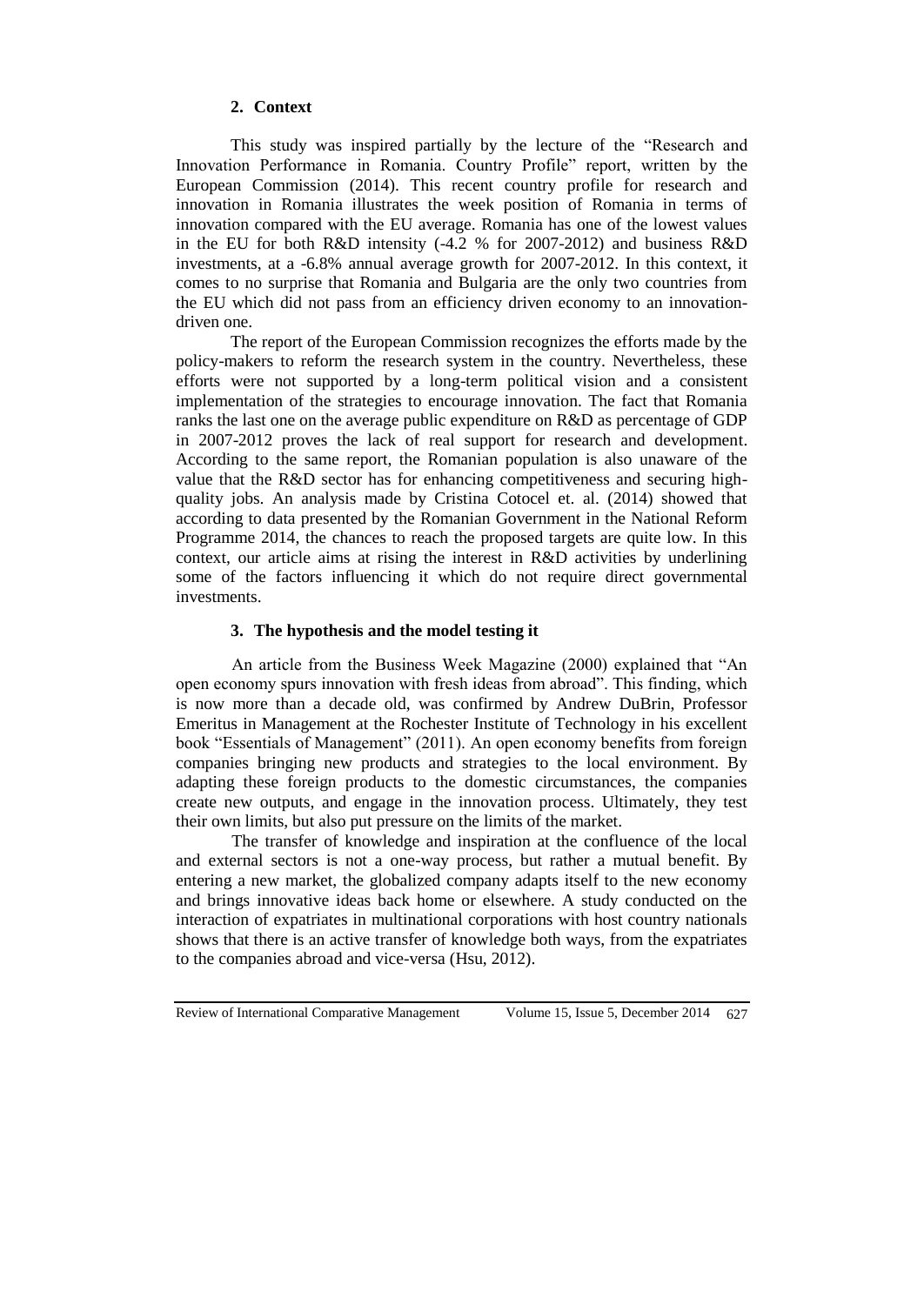## 2. Context

This study was inspired partially by the lecture of the "Research and Innovation Performance in Romania. Country Profile" report, written by the European Commission (2014). This recent country profile for research and innovation in Romania illustrates the week position of Romania in terms of innovation compared with the EU average. Romania has one of the lowest values in the EU for both R&D intensity (-4.2 % for 2007-2012) and business R&D investments, at a -6.8% annual average growth for 2007-2012. In this context, it comes to no surprise that Romania and Bulgaria are the only two countries from the EU which did not pass from an efficiency driven economy to an innovation-driven one.

The report of the European Commission recognizes the efforts made by the policy-makers to reform the research system in the country. Nevertheless, these efforts were not supported by a long-term political vision and a consistent implementation of the strategies to encourage innovation. The fact that Romania ranks the last one on the average public expenditure on R&D as percentage of GDP in 2007-2012 proves the lack of real support for research and development. According to the same report, the Romanian population is also unaware of the value that the R&D sector has for enhancing competitiveness and securing high-quality jobs. An analysis made by Cristina Cotocel et. al. (2014) showed that according to data presented by the Romanian Government in the National Reform Programme 2014, the chances to reach the proposed targets are quite low. In this context, our article aims at rising the interest in R&D activities by underlining some of the factors influencing it which do not require direct governmental investments.

## 3. The hypothesis and the model testing it

An article from the Business Week Magazine (2000) explained that "An open economy spurs innovation with fresh ideas from abroad". This finding, which is now more than a decade old, was confirmed by Andrew DuBrin, Professor Emeritus in Management at the Rochester Institute of Technology in his excellent book "Essentials of Management" (2011). An open economy benefits from foreign companies bringing new products and strategies to the local environment. By adapting these foreign products to the domestic circumstances, the companies create new outputs, and engage in the innovation process. Ultimately, they test their own limits, but also put pressure on the limits of the market.

The transfer of knowledge and inspiration at the confluence of the local and external sectors is not a one-way process, but rather a mutual benefit. By entering a new market, the globalized company adapts itself to the new economy and brings innovative ideas back home or elsewhere. A study conducted on the interaction of expatriates in multinational corporations with host country nationals shows that there is an active transfer of knowledge both ways, from the expatriates to the companies abroad and vice-versa (Hsu, 2012).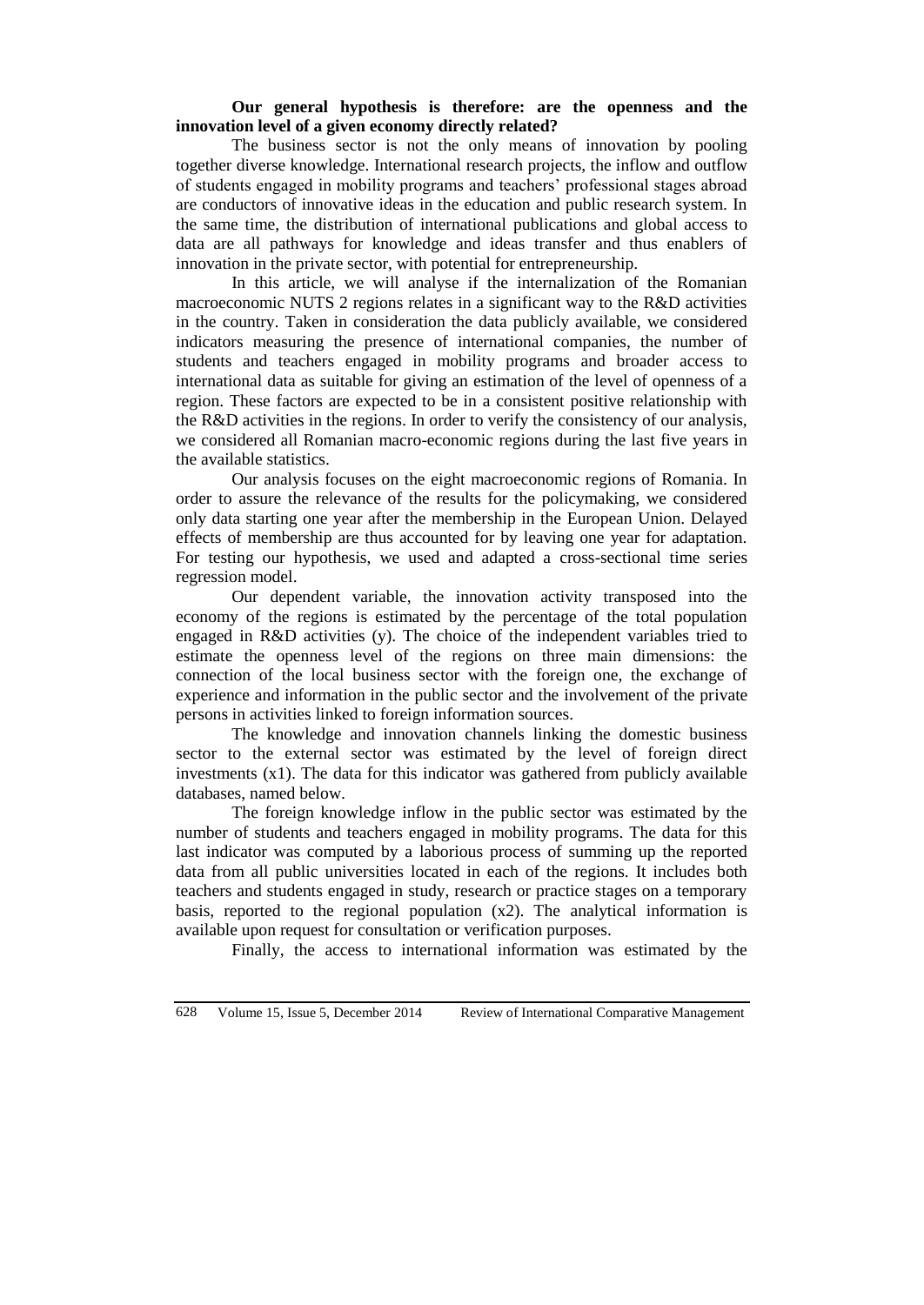**Our general hypothesis is therefore: are the openness and the innovation level of a given economy directly related?**

The business sector is not the only means of innovation by pooling together diverse knowledge. International research projects, the inflow and outflow of students engaged in mobility programs and teachers' professional stages abroad are conductors of innovative ideas in the education and public research system. In the same time, the distribution of international publications and global access to data are all pathways for knowledge and ideas transfer and thus enablers of innovation in the private sector, with potential for entrepreneurship.

In this article, we will analyse if the internalization of the Romanian macroeconomic NUTS 2 regions relates in a significant way to the R&D activities in the country. Taken in consideration the data publicly available, we considered indicators measuring the presence of international companies, the number of students and teachers engaged in mobility programs and broader access to international data as suitable for giving an estimation of the level of openness of a region. These factors are expected to be in a consistent positive relationship with the R&D activities in the regions. In order to verify the consistency of our analysis, we considered all Romanian macro-economic regions during the last five years in the available statistics.

Our analysis focuses on the eight macroeconomic regions of Romania. In order to assure the relevance of the results for the policymaking, we considered only data starting one year after the membership in the European Union. Delayed effects of membership are thus accounted for by leaving one year for adaptation. For testing our hypothesis, we used and adapted a cross-sectional time series regression model.

Our dependent variable, the innovation activity transposed into the economy of the regions is estimated by the percentage of the total population engaged in R&D activities (y). The choice of the independent variables tried to estimate the openness level of the regions on three main dimensions: the connection of the local business sector with the foreign one, the exchange of experience and information in the public sector and the involvement of the private persons in activities linked to foreign information sources.

The knowledge and innovation channels linking the domestic business sector to the external sector was estimated by the level of foreign direct investments (x1). The data for this indicator was gathered from publicly available databases, named below.

The foreign knowledge inflow in the public sector was estimated by the number of students and teachers engaged in mobility programs. The data for this last indicator was computed by a laborious process of summing up the reported data from all public universities located in each of the regions. It includes both teachers and students engaged in study, research or practice stages on a temporary basis, reported to the regional population (x2). The analytical information is available upon request for consultation or verification purposes.

Finally, the access to international information was estimated by the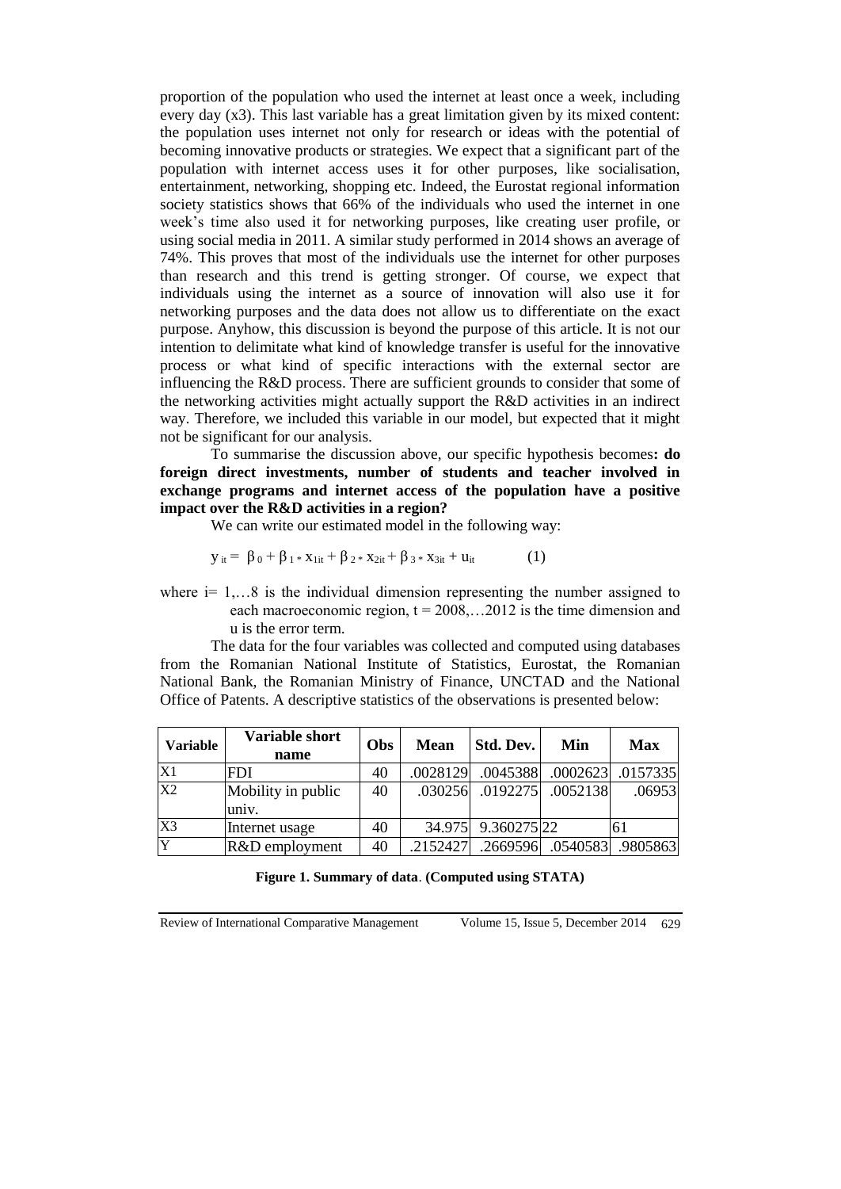proportion of the population who used the internet at least once a week, including every day (x3). This last variable has a great limitation given by its mixed content: the population uses internet not only for research or ideas with the potential of becoming innovative products or strategies. We expect that a significant part of the population with internet access uses it for other purposes, like socialisation, entertainment, networking, shopping etc. Indeed, the Eurostat regional information society statistics shows that 66% of the individuals who used the internet in one week's time also used it for networking purposes, like creating user profile, or using social media in 2011. A similar study performed in 2014 shows an average of 74%. This proves that most of the individuals use the internet for other purposes than research and this trend is getting stronger. Of course, we expect that individuals using the internet as a source of innovation will also use it for networking purposes and the data does not allow us to differentiate on the exact purpose. Anyhow, this discussion is beyond the purpose of this article. It is not our intention to delimitate what kind of knowledge transfer is useful for the innovative process or what kind of specific interactions with the external sector are influencing the R&D process. There are sufficient grounds to consider that some of the networking activities might actually support the R&D activities in an indirect way. Therefore, we included this variable in our model, but expected that it might not be significant for our analysis.

To summarise the discussion above, our specific hypothesis becomes**: do foreign direct investments, number of students and teacher involved in exchange programs and internet access of the population have a positive impact over the R&D activities in a region?**

We can write our estimated model in the following way:

$$y_{it} = \beta_0 + \beta_1 * x_{1it} + \beta_2 * x_{2it} + \beta_3 * x_{3it} + u_{it} \qquad (1)$$

where $i = 1,\ldots 8$ is the individual dimension representing the number assigned to each macroeconomic region, $t = 2008,\ldots 2012$ is the time dimension and u is the error term.

The data for the four variables was collected and computed using databases from the Romanian National Institute of Statistics, Eurostat, the Romanian National Bank, the Romanian Ministry of Finance, UNCTAD and the National Office of Patents. A descriptive statistics of the observations is presented below:

| Variable | Variable short name | Obs | Mean | Std. Dev. | Min | Max |
|---|---|---|---|---|---|---|
| X1 | FDI | 40 | .0028129 | .0045388 | .0002623 | .0157335 |
| X2 | Mobility in public univ. | 40 | .030256 | .0192275 | .0052138 | .06953 |
| X3 | Internet usage | 40 | 34.975 | 9.360275 | 22 | 61 |
| Y | R&D employment | 40 | .2152427 | .2669596 | .0540583 | .9805863 |

**Figure 1. Summary of data**. **(Computed using STATA)**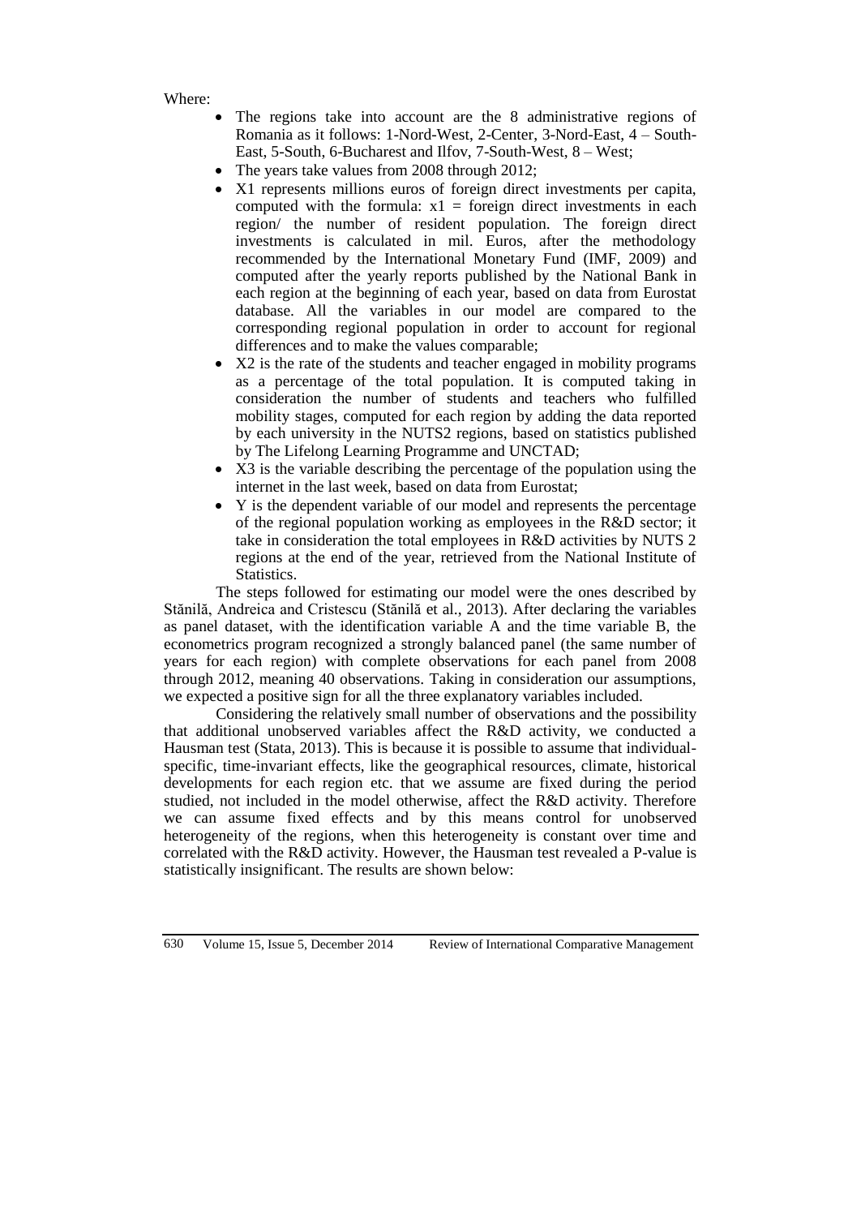Where:

- The regions take into account are the 8 administrative regions of Romania as it follows: 1-Nord-West, 2-Center, 3-Nord-East, 4 – South-East, 5-South, 6-Bucharest and Ilfov, 7-South-West, 8 – West;
- The years take values from 2008 through 2012;
- X1 represents millions euros of foreign direct investments per capita, computed with the formula: $x1$ = foreign direct investments in each region/ the number of resident population. The foreign direct investments is calculated in mil. Euros, after the methodology recommended by the International Monetary Fund (IMF, 2009) and computed after the yearly reports published by the National Bank in each region at the beginning of each year, based on data from Eurostat database. All the variables in our model are compared to the corresponding regional population in order to account for regional differences and to make the values comparable;
- X2 is the rate of the students and teacher engaged in mobility programs as a percentage of the total population. It is computed taking in consideration the number of students and teachers who fulfilled mobility stages, computed for each region by adding the data reported by each university in the NUTS2 regions, based on statistics published by The Lifelong Learning Programme and UNCTAD;
- X3 is the variable describing the percentage of the population using the internet in the last week, based on data from Eurostat;
- Y is the dependent variable of our model and represents the percentage of the regional population working as employees in the R&D sector; it take in consideration the total employees in R&D activities by NUTS 2 regions at the end of the year, retrieved from the National Institute of Statistics.

The steps followed for estimating our model were the ones described by Stănilă, Andreica and Cristescu (Stănilă et al., 2013). After declaring the variables as panel dataset, with the identification variable A and the time variable B, the econometrics program recognized a strongly balanced panel (the same number of years for each region) with complete observations for each panel from 2008 through 2012, meaning 40 observations. Taking in consideration our assumptions, we expected a positive sign for all the three explanatory variables included.

Considering the relatively small number of observations and the possibility that additional unobserved variables affect the R&D activity, we conducted a Hausman test (Stata, 2013). This is because it is possible to assume that individual-specific, time-invariant effects, like the geographical resources, climate, historical developments for each region etc. that we assume are fixed during the period studied, not included in the model otherwise, affect the R&D activity. Therefore we can assume fixed effects and by this means control for unobserved heterogeneity of the regions, when this heterogeneity is constant over time and correlated with the R&D activity. However, the Hausman test revealed a P-value is statistically insignificant. The results are shown below: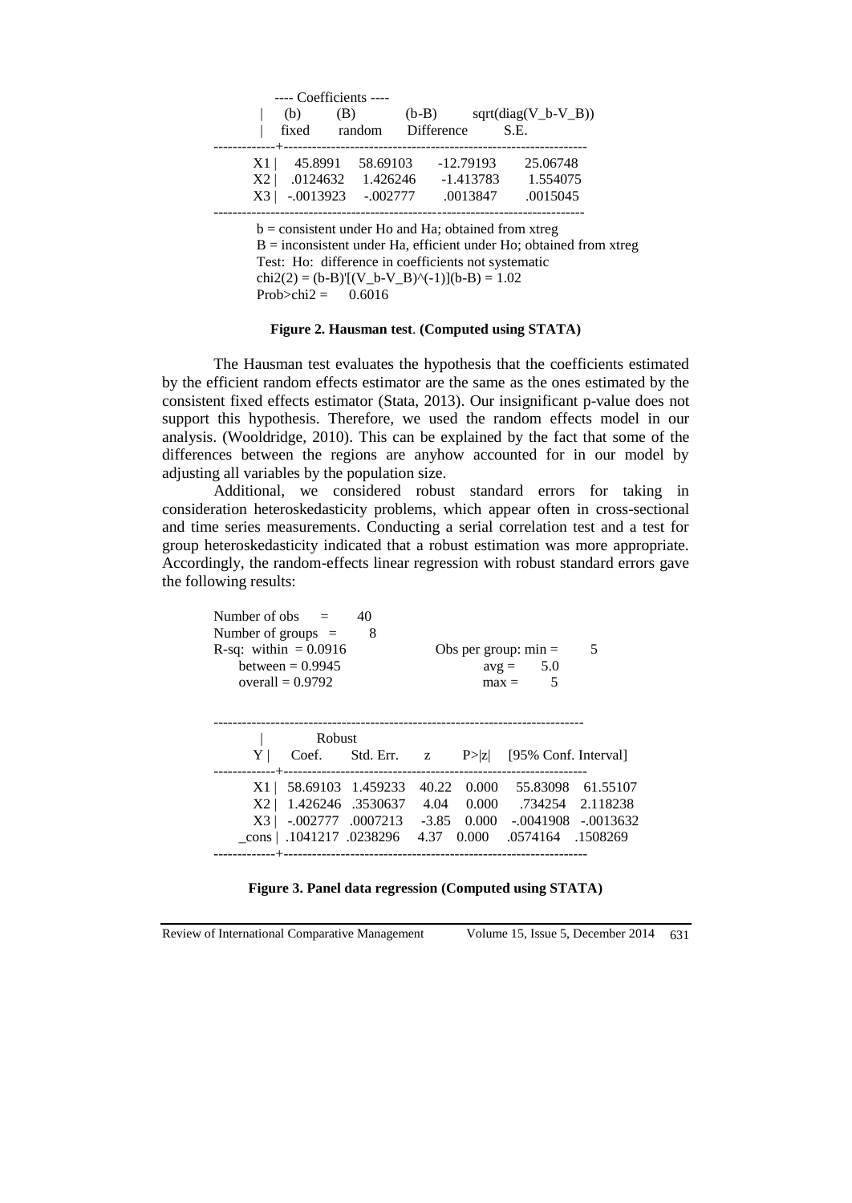| | ---- Coefficients ---- | | | |
|---|---|---|---|---|
| | (b) | (B) | (b-B) | sqrt(diag(V_b-V_B)) |
| | fixed | random | Difference | S.E. |
| X1 | 45.8991 | 58.69103 | -12.79193 | 25.06748 |
| X2 | .0124632 | 1.426246 | -1.413783 | 1.554075 |
| X3 | -.0013923 | -.002777 | .0013847 | .0015045 |

b = consistent under Ho and Ha; obtained from xtreg
B = inconsistent under Ha, efficient under Ho; obtained from xtreg
Test: Ho: difference in coefficients not systematic
chi2(2) = (b-B)'[(V_b-V_B)^(-1)](b-B) = 1.02
Prob>chi2 = 0.6016

**Figure 2. Hausman test. (Computed using STATA)**

The Hausman test evaluates the hypothesis that the coefficients estimated by the efficient random effects estimator are the same as the ones estimated by the consistent fixed effects estimator (Stata, 2013). Our insignificant p-value does not support this hypothesis. Therefore, we used the random effects model in our analysis. (Wooldridge, 2010). This can be explained by the fact that some of the differences between the regions are anyhow accounted for in our model by adjusting all variables by the population size.

Additional, we considered robust standard errors for taking in consideration heteroskedasticity problems, which appear often in cross-sectional and time series measurements. Conducting a serial correlation test and a test for group heteroskedasticity indicated that a robust estimation was more appropriate. Accordingly, the random-effects linear regression with robust standard errors gave the following results:

```
Number of obs    =      40
Number of groups  =      8
R-sq:  within  = 0.0916                    Obs per group: min =       5
       between = 0.9945                                   avg =     5.0
       overall = 0.9792                                   max =       5
```

| | | Robust | | | | |
|---|---|---|---|---|---|---|
| Y | Coef. | Std. Err. | z | P>\|z\| | [95% Conf. Interval] | |
| X1 | 58.69103 | 1.459233 | 40.22 | 0.000 | 55.83098 | 61.55107 |
| X2 | 1.426246 | .3530637 | 4.04 | 0.000 | .734254 | 2.118238 |
| X3 | -.002777 | .0007213 | -3.85 | 0.000 | -.0041908 | -.0013632 |
| _cons | .1041217 | .0238296 | 4.37 | 0.000 | .0574164 | .1508269 |

**Figure 3. Panel data regression (Computed using STATA)**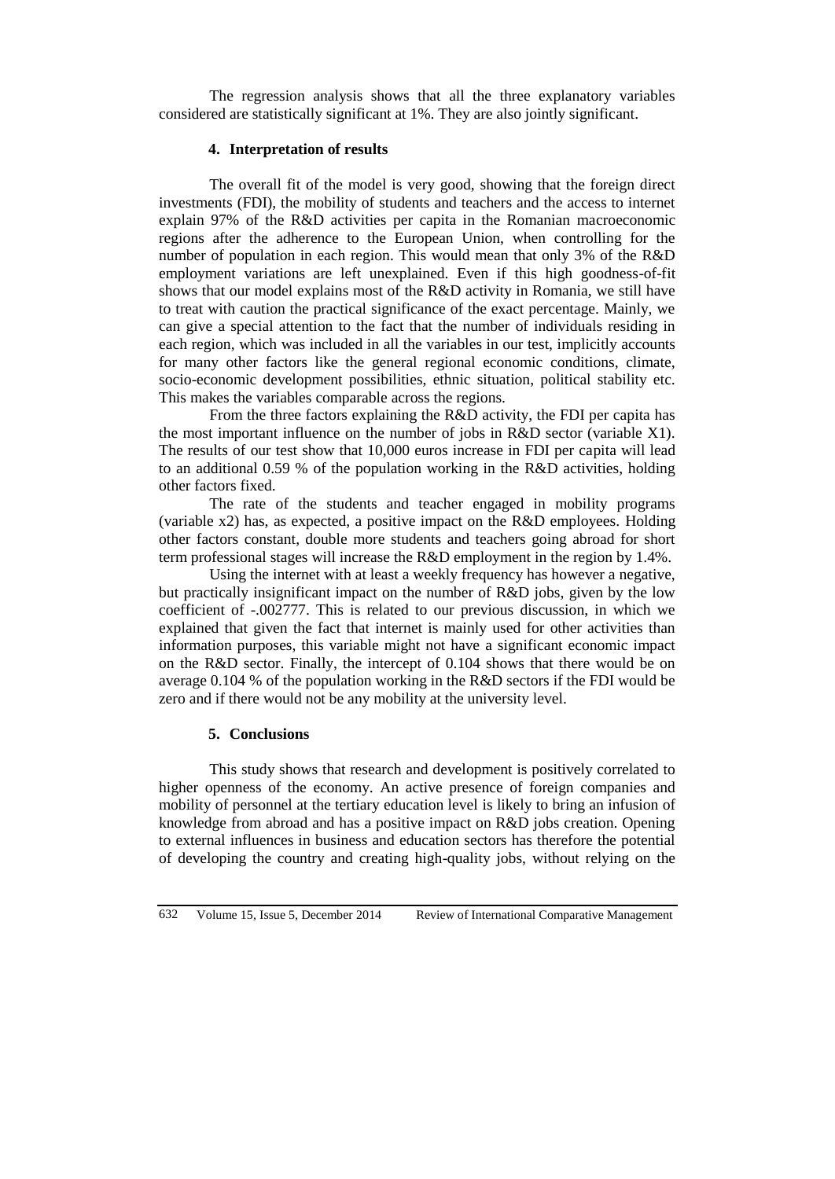The regression analysis shows that all the three explanatory variables considered are statistically significant at 1%. They are also jointly significant.

## 4. Interpretation of results

The overall fit of the model is very good, showing that the foreign direct investments (FDI), the mobility of students and teachers and the access to internet explain 97% of the R&D activities per capita in the Romanian macroeconomic regions after the adherence to the European Union, when controlling for the number of population in each region. This would mean that only 3% of the R&D employment variations are left unexplained. Even if this high goodness-of-fit shows that our model explains most of the R&D activity in Romania, we still have to treat with caution the practical significance of the exact percentage. Mainly, we can give a special attention to the fact that the number of individuals residing in each region, which was included in all the variables in our test, implicitly accounts for many other factors like the general regional economic conditions, climate, socio-economic development possibilities, ethnic situation, political stability etc. This makes the variables comparable across the regions.

From the three factors explaining the R&D activity, the FDI per capita has the most important influence on the number of jobs in R&D sector (variable X1). The results of our test show that 10,000 euros increase in FDI per capita will lead to an additional 0.59 % of the population working in the R&D activities, holding other factors fixed.

The rate of the students and teacher engaged in mobility programs (variable x2) has, as expected, a positive impact on the R&D employees. Holding other factors constant, double more students and teachers going abroad for short term professional stages will increase the R&D employment in the region by 1.4%.

Using the internet with at least a weekly frequency has however a negative, but practically insignificant impact on the number of R&D jobs, given by the low coefficient of -.002777. This is related to our previous discussion, in which we explained that given the fact that internet is mainly used for other activities than information purposes, this variable might not have a significant economic impact on the R&D sector. Finally, the intercept of 0.104 shows that there would be on average 0.104 % of the population working in the R&D sectors if the FDI would be zero and if there would not be any mobility at the university level.

## 5. Conclusions

This study shows that research and development is positively correlated to higher openness of the economy. An active presence of foreign companies and mobility of personnel at the tertiary education level is likely to bring an infusion of knowledge from abroad and has a positive impact on R&D jobs creation. Opening to external influences in business and education sectors has therefore the potential of developing the country and creating high-quality jobs, without relying on the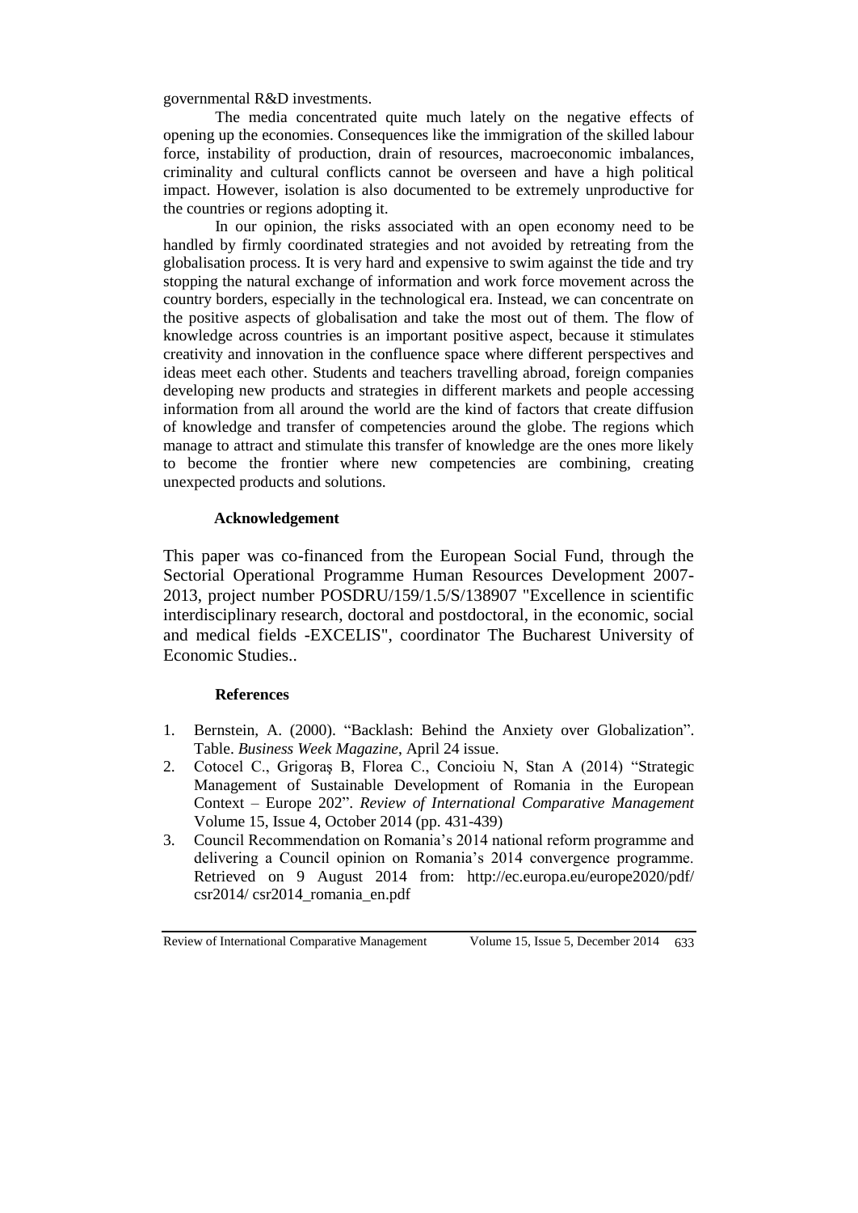governmental R&D investments.

The media concentrated quite much lately on the negative effects of opening up the economies. Consequences like the immigration of the skilled labour force, instability of production, drain of resources, macroeconomic imbalances, criminality and cultural conflicts cannot be overseen and have a high political impact. However, isolation is also documented to be extremely unproductive for the countries or regions adopting it.

In our opinion, the risks associated with an open economy need to be handled by firmly coordinated strategies and not avoided by retreating from the globalisation process. It is very hard and expensive to swim against the tide and try stopping the natural exchange of information and work force movement across the country borders, especially in the technological era. Instead, we can concentrate on the positive aspects of globalisation and take the most out of them. The flow of knowledge across countries is an important positive aspect, because it stimulates creativity and innovation in the confluence space where different perspectives and ideas meet each other. Students and teachers travelling abroad, foreign companies developing new products and strategies in different markets and people accessing information from all around the world are the kind of factors that create diffusion of knowledge and transfer of competencies around the globe. The regions which manage to attract and stimulate this transfer of knowledge are the ones more likely to become the frontier where new competencies are combining, creating unexpected products and solutions.

### Acknowledgement

This paper was co-financed from the European Social Fund, through the Sectorial Operational Programme Human Resources Development 2007-2013, project number POSDRU/159/1.5/S/138907 "Excellence in scientific interdisciplinary research, doctoral and postdoctoral, in the economic, social and medical fields -EXCELIS", coordinator The Bucharest University of Economic Studies..

### References

1. Bernstein, A. (2000). "Backlash: Behind the Anxiety over Globalization". Table. *Business Week Magazine*, April 24 issue.
2. Cotocel C., Grigoraş B, Florea C., Concioiu N, Stan A (2014) "Strategic Management of Sustainable Development of Romania in the European Context – Europe 202". *Review of International Comparative Management* Volume 15, Issue 4, October 2014 (pp. 431-439)
3. Council Recommendation on Romania's 2014 national reform programme and delivering a Council opinion on Romania's 2014 convergence programme. Retrieved on 9 August 2014 from: http://ec.europa.eu/europe2020/pdf/ csr2014/ csr2014_romania_en.pdf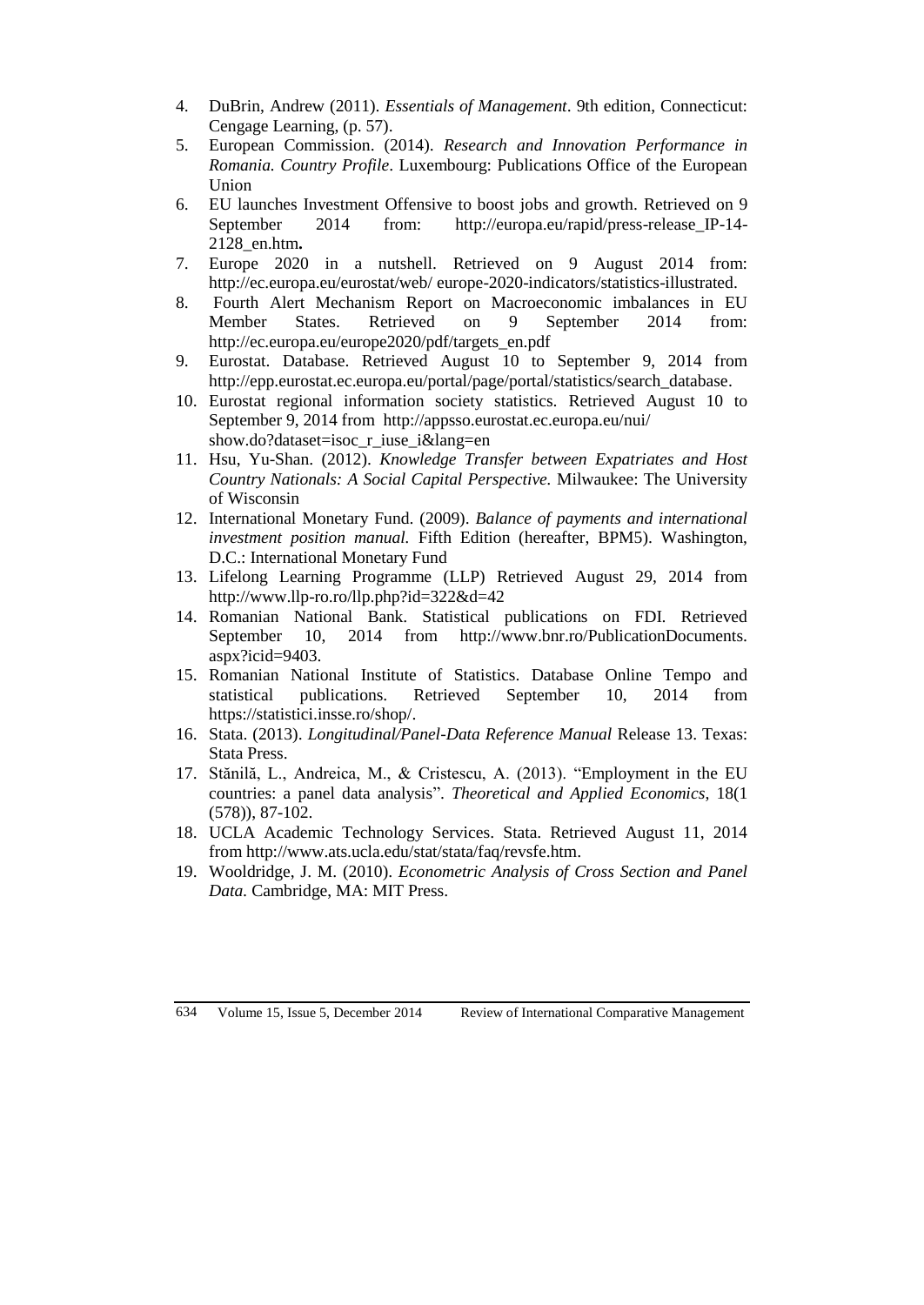4. DuBrin, Andrew (2011). *Essentials of Management*. 9th edition, Connecticut: Cengage Learning, (p. 57).
5. European Commission. (2014). *Research and Innovation Performance in Romania. Country Profile*. Luxembourg: Publications Office of the European Union
6. EU launches Investment Offensive to boost jobs and growth. Retrieved on 9 September 2014 from: http://europa.eu/rapid/press-release_IP-14-2128_en.htm**.**
7. Europe 2020 in a nutshell. Retrieved on 9 August 2014 from: http://ec.europa.eu/eurostat/web/ europe-2020-indicators/statistics-illustrated.
8. Fourth Alert Mechanism Report on Macroeconomic imbalances in EU Member States. Retrieved on 9 September 2014 from: http://ec.europa.eu/europe2020/pdf/targets_en.pdf
9. Eurostat. Database. Retrieved August 10 to September 9, 2014 from http://epp.eurostat.ec.europa.eu/portal/page/portal/statistics/search_database.
10. Eurostat regional information society statistics. Retrieved August 10 to September 9, 2014 from http://appsso.eurostat.ec.europa.eu/nui/ show.do?dataset=isoc_r_iuse_i&lang=en
11. Hsu, Yu-Shan. (2012). *Knowledge Transfer between Expatriates and Host Country Nationals: A Social Capital Perspective.* Milwaukee: The University of Wisconsin
12. International Monetary Fund. (2009). *Balance of payments and international investment position manual.* Fifth Edition (hereafter, BPM5). Washington, D.C.: International Monetary Fund
13. Lifelong Learning Programme (LLP) Retrieved August 29, 2014 from http://www.llp-ro.ro/llp.php?id=322&d=42
14. Romanian National Bank. Statistical publications on FDI. Retrieved September 10, 2014 from http://www.bnr.ro/PublicationDocuments. aspx?icid=9403.
15. Romanian National Institute of Statistics. Database Online Tempo and statistical publications. Retrieved September 10, 2014 from https://statistici.insse.ro/shop/.
16. Stata. (2013). *Longitudinal/Panel-Data Reference Manual* Release 13. Texas: Stata Press.
17. Stănilă, L., Andreica, M., & Cristescu, A. (2013). "Employment in the EU countries: a panel data analysis". *Theoretical and Applied Economics*, 18(1 (578)), 87-102.
18. UCLA Academic Technology Services. Stata. Retrieved August 11, 2014 from http://www.ats.ucla.edu/stat/stata/faq/revsfe.htm.
19. Wooldridge, J. M. (2010). *Econometric Analysis of Cross Section and Panel Data.* Cambridge, MA: MIT Press.